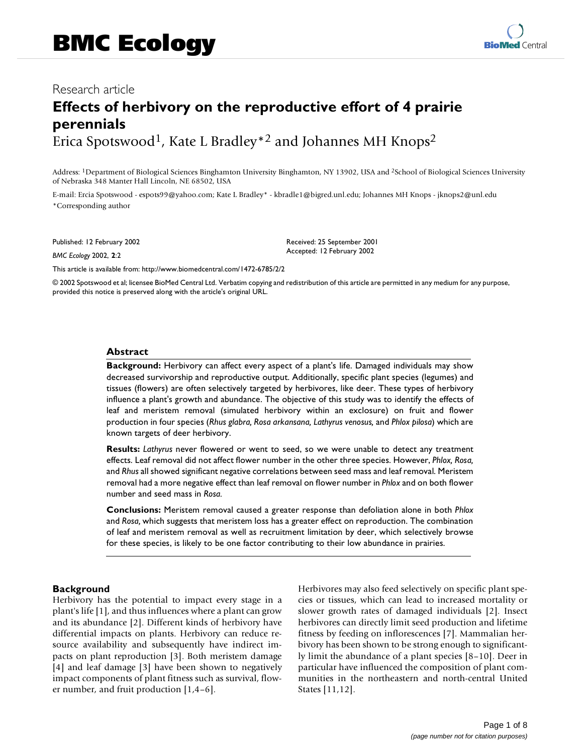# BMC Ecology

Research article

## Effects of herbivory on the reproductive effort of 4 prairie perennials

Erica Spotswood[1], Kate L Bradley*[2] and Johannes MH Knops[2]

Address: [1]Department of Biological Sciences Binghamton University Binghamton, NY 13902, USA and [2]School of Biological Sciences University of Nebraska 348 Manter Hall Lincoln, NE 68502, USA

E-mail: Ercia Spotswood - espots99@yahoo.com; Kate L Bradley* - kbradle1@bigred.unl.edu; Johannes MH Knops - jknops2@unl.edu
*Corresponding author

Published: 12 February 2002

*BMC Ecology* 2002, **2**:2

Received: 25 September 2001
Accepted: 12 February 2002

This article is available from: http://www.biomedcentral.com/1472-6785/2/2

© 2002 Spotswood et al; licensee BioMed Central Ltd. Verbatim copying and redistribution of this article are permitted in any medium for any purpose, provided this notice is preserved along with the article's original URL.

### Abstract

**Background:** Herbivory can affect every aspect of a plant's life. Damaged individuals may show decreased survivorship and reproductive output. Additionally, specific plant species (legumes) and tissues (flowers) are often selectively targeted by herbivores, like deer. These types of herbivory influence a plant's growth and abundance. The objective of this study was to identify the effects of leaf and meristem removal (simulated herbivory within an exclosure) on fruit and flower production in four species (*Rhus glabra, Rosa arkansana, Lathyrus venosus,* and *Phlox pilosa*) which are known targets of deer herbivory.

**Results:** *Lathyrus* never flowered or went to seed, so we were unable to detect any treatment effects. Leaf removal did not affect flower number in the other three species. However, *Phlox, Rosa,* and *Rhus* all showed significant negative correlations between seed mass and leaf removal. Meristem removal had a more negative effect than leaf removal on flower number in *Phlox* and on both flower number and seed mass in *Rosa*.

**Conclusions:** Meristem removal caused a greater response than defoliation alone in both *Phlox* and *Rosa*, which suggests that meristem loss has a greater effect on reproduction. The combination of leaf and meristem removal as well as recruitment limitation by deer, which selectively browse for these species, is likely to be one factor contributing to their low abundance in prairies.

### Background

Herbivory has the potential to impact every stage in a plant's life [1], and thus influences where a plant can grow and its abundance [2]. Different kinds of herbivory have differential impacts on plants. Herbivory can reduce resource availability and subsequently have indirect impacts on plant reproduction [3]. Both meristem damage [4] and leaf damage [3] have been shown to negatively impact components of plant fitness such as survival, flower number, and fruit production [1,4–6].

Herbivores may also feed selectively on specific plant species or tissues, which can lead to increased mortality or slower growth rates of damaged individuals [2]. Insect herbivores can directly limit seed production and lifetime fitness by feeding on inflorescences [7]. Mammalian herbivory has been shown to be strong enough to significantly limit the abundance of a plant species [8–10]. Deer in particular have influenced the composition of plant communities in the northeastern and north-central United States [11,12].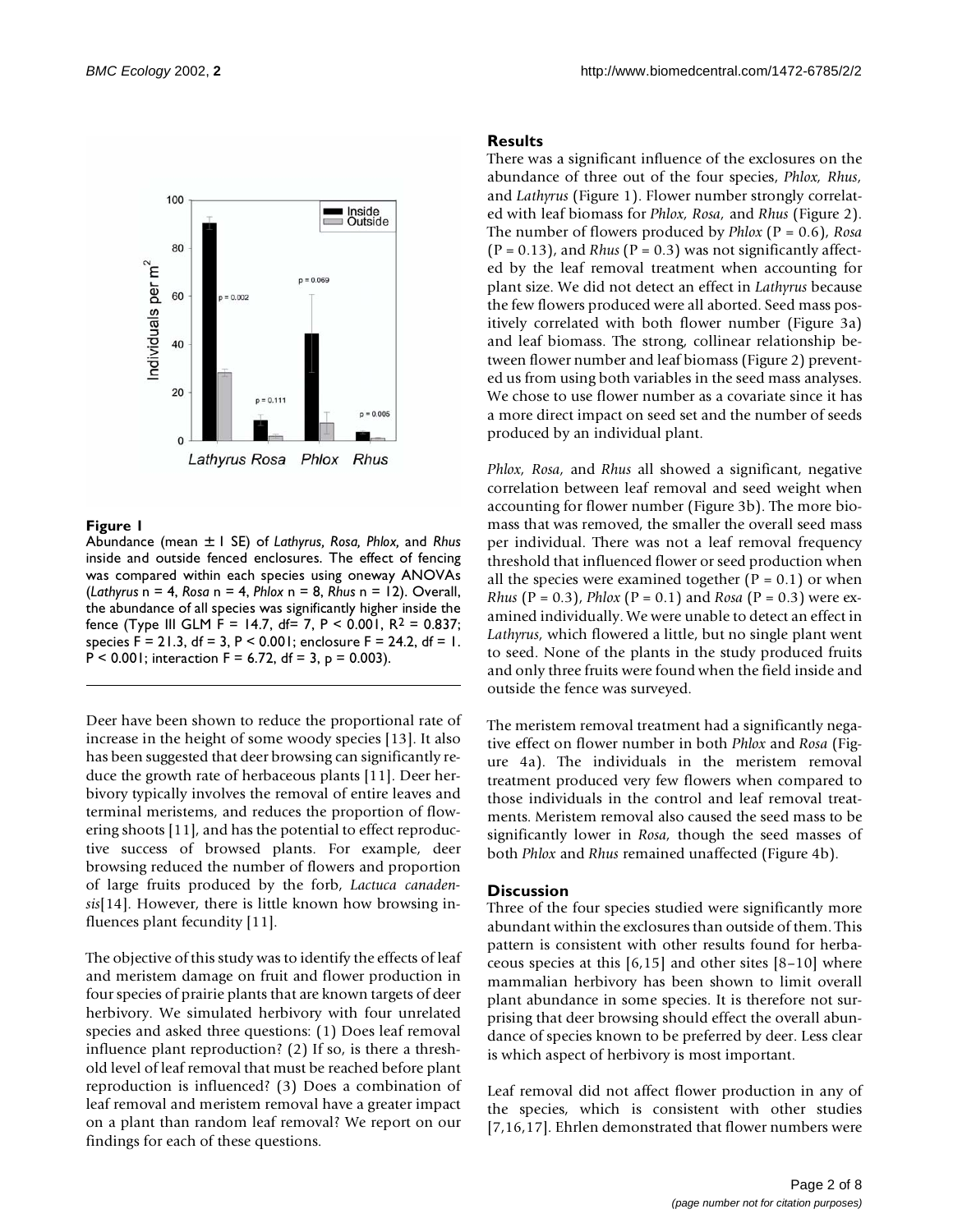**Figure 1**

Abundance (mean ± 1 SE) of *Lathyrus*, *Rosa*, *Phlox*, and *Rhus* inside and outside fenced enclosures. The effect of fencing was compared within each species using oneway ANOVAs (*Lathyrus* n = 4, *Rosa* n = 4, *Phlox* n = 8, *Rhus* n = 12). Overall, the abundance of all species was significantly higher inside the fence (Type III GLM $F = 14.7$, df= 7, $P < 0.001$, $R^2 = 0.837$; species $F = 21.3$, df = 3, $P < 0.001$; enclosure $F = 24.2$, df = 1. $P < 0.001$; interaction $F = 6.72$, df = 3, $p = 0.003$).

Deer have been shown to reduce the proportional rate of increase in the height of some woody species [13]. It also has been suggested that deer browsing can significantly reduce the growth rate of herbaceous plants [11]. Deer herbivory typically involves the removal of entire leaves and terminal meristems, and reduces the proportion of flowering shoots [11], and has the potential to effect reproductive success of browsed plants. For example, deer browsing reduced the number of flowers and proportion of large fruits produced by the forb, *Lactuca canadensis*[14]. However, there is little known how browsing influences plant fecundity [11].

The objective of this study was to identify the effects of leaf and meristem damage on fruit and flower production in four species of prairie plants that are known targets of deer herbivory. We simulated herbivory with four unrelated species and asked three questions: (1) Does leaf removal influence plant reproduction? (2) If so, is there a threshold level of leaf removal that must be reached before plant reproduction is influenced? (3) Does a combination of leaf removal and meristem removal have a greater impact on a plant than random leaf removal? We report on our findings for each of these questions.

## Results

There was a significant influence of the exclosures on the abundance of three out of the four species, *Phlox, Rhus,* and *Lathyrus* (Figure 1). Flower number strongly correlated with leaf biomass for *Phlox, Rosa,* and *Rhus* (Figure 2). The number of flowers produced by *Phlox* ($P = 0.6$), *Rosa* ($P = 0.13$), and *Rhus* ($P = 0.3$) was not significantly affected by the leaf removal treatment when accounting for plant size. We did not detect an effect in *Lathyrus* because the few flowers produced were all aborted. Seed mass positively correlated with both flower number (Figure 3a) and leaf biomass. The strong, collinear relationship between flower number and leaf biomass (Figure 2) prevented us from using both variables in the seed mass analyses. We chose to use flower number as a covariate since it has a more direct impact on seed set and the number of seeds produced by an individual plant.

*Phlox, Rosa,* and *Rhus* all showed a significant, negative correlation between leaf removal and seed weight when accounting for flower number (Figure 3b). The more biomass that was removed, the smaller the overall seed mass per individual. There was not a leaf removal frequency threshold that influenced flower or seed production when all the species were examined together ($P = 0.1$) or when *Rhus* ($P = 0.3$), *Phlox* ($P = 0.1$) and *Rosa* ($P = 0.3$) were examined individually. We were unable to detect an effect in *Lathyrus,* which flowered a little, but no single plant went to seed. None of the plants in the study produced fruits and only three fruits were found when the field inside and outside the fence was surveyed.

The meristem removal treatment had a significantly negative effect on flower number in both *Phlox* and *Rosa* (Figure 4a). The individuals in the meristem removal treatment produced very few flowers when compared to those individuals in the control and leaf removal treatments. Meristem removal also caused the seed mass to be significantly lower in *Rosa,* though the seed masses of both *Phlox* and *Rhus* remained unaffected (Figure 4b).

## Discussion

Three of the four species studied were significantly more abundant within the exclosures than outside of them. This pattern is consistent with other results found for herbaceous species at this [6,15] and other sites [8–10] where mammalian herbivory has been shown to limit overall plant abundance in some species. It is therefore not surprising that deer browsing should effect the overall abundance of species known to be preferred by deer. Less clear is which aspect of herbivory is most important.

Leaf removal did not affect flower production in any of the species, which is consistent with other studies [7,16,17]. Ehrlen demonstrated that flower numbers were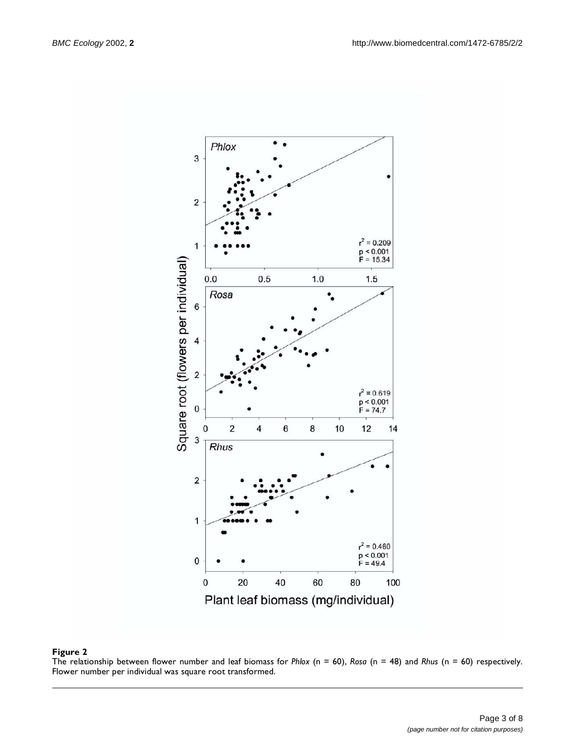**Figure 2**

The relationship between flower number and leaf biomass for *Phlox* (n = 60), *Rosa* (n = 48) and *Rhus* (n = 60) respectively. Flower number per individual was square root transformed.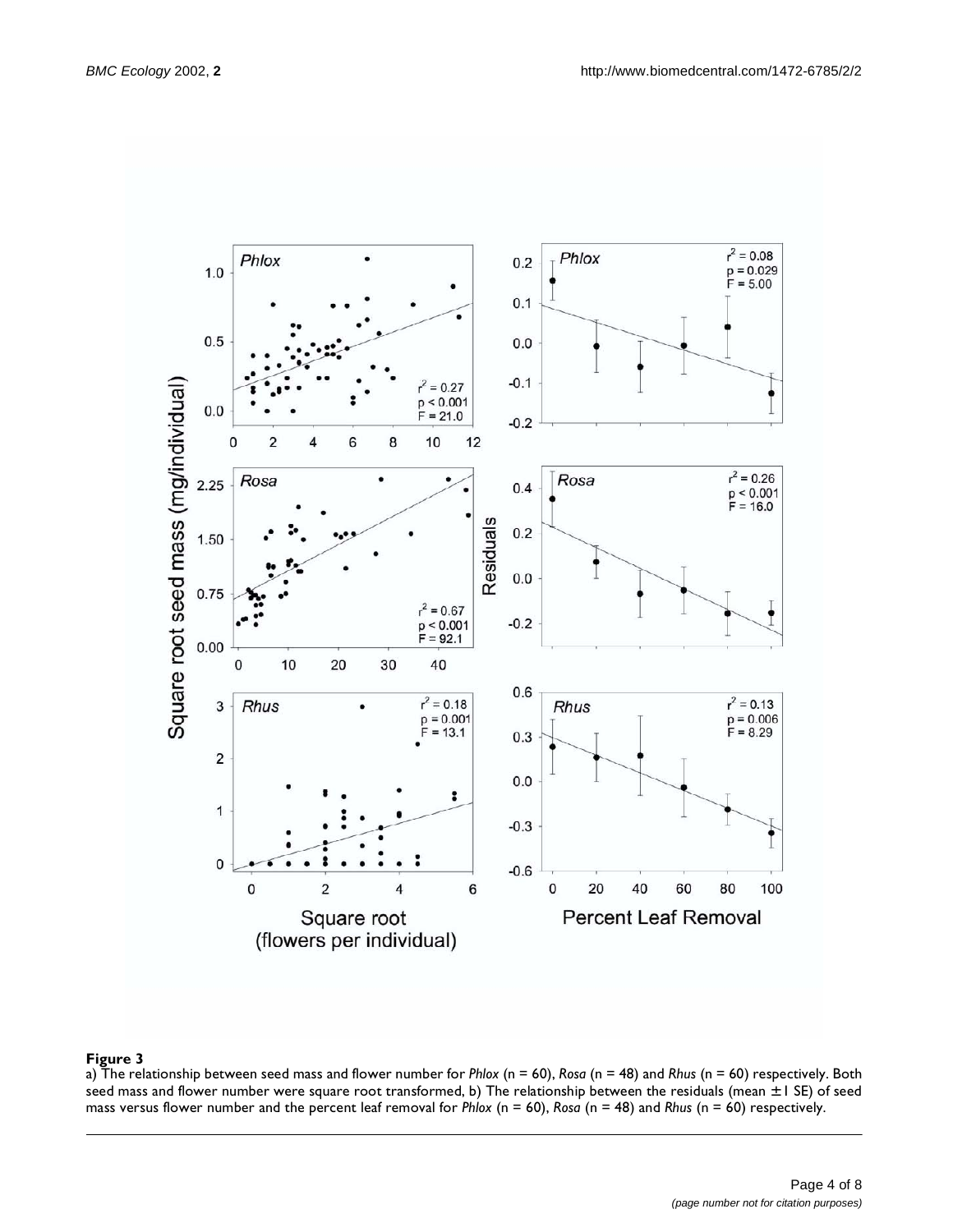**Figure 3**

a) The relationship between seed mass and flower number for *Phlox* (n = 60), *Rosa* (n = 48) and *Rhus* (n = 60) respectively. Both seed mass and flower number were square root transformed, b) The relationship between the residuals (mean ± 1 SE) of seed mass versus flower number and the percent leaf removal for *Phlox* (n = 60), *Rosa* (n = 48) and *Rhus* (n = 60) respectively.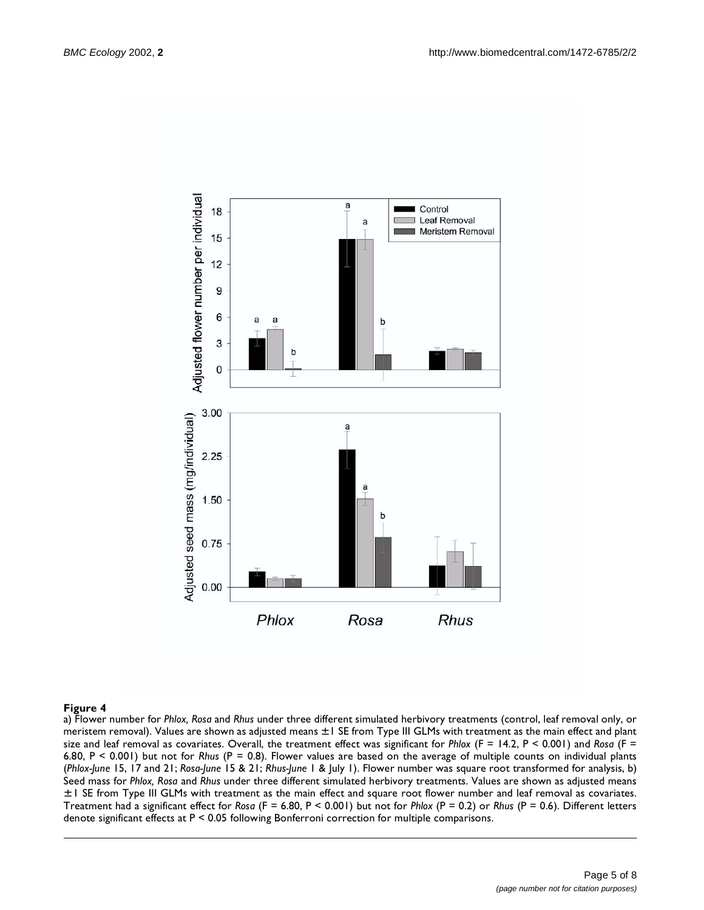**Figure 4**

a) Flower number for *Phlox, Rosa* and *Rhus* under three different simulated herbivory treatments (control, leaf removal only, or meristem removal). Values are shown as adjusted means ± 1 SE from Type III GLMs with treatment as the main effect and plant size and leaf removal as covariates. Overall, the treatment effect was significant for *Phlox* ($F = 14.2$, $P < 0.001$) and *Rosa* ($F = 6.80$, $P < 0.001$) but not for *Rhus* ($P = 0.8$). Flower values are based on the average of multiple counts on individual plants (*Phlox-June* 15, 17 and 21; *Rosa-June* 15 & 21; *Rhus-June* 1 & July 1). Flower number was square root transformed for analysis, b) Seed mass for *Phlox, Rosa* and *Rhus* under three different simulated herbivory treatments. Values are shown as adjusted means ± 1 SE from Type III GLMs with treatment as the main effect and square root flower number and leaf removal as covariates. Treatment had a significant effect for *Rosa* ($F = 6.80$, $P < 0.001$) but not for *Phlox* ($P = 0.2$) or *Rhus* ($P = 0.6$). Different letters denote significant effects at $P < 0.05$ following Bonferroni correction for multiple comparisons.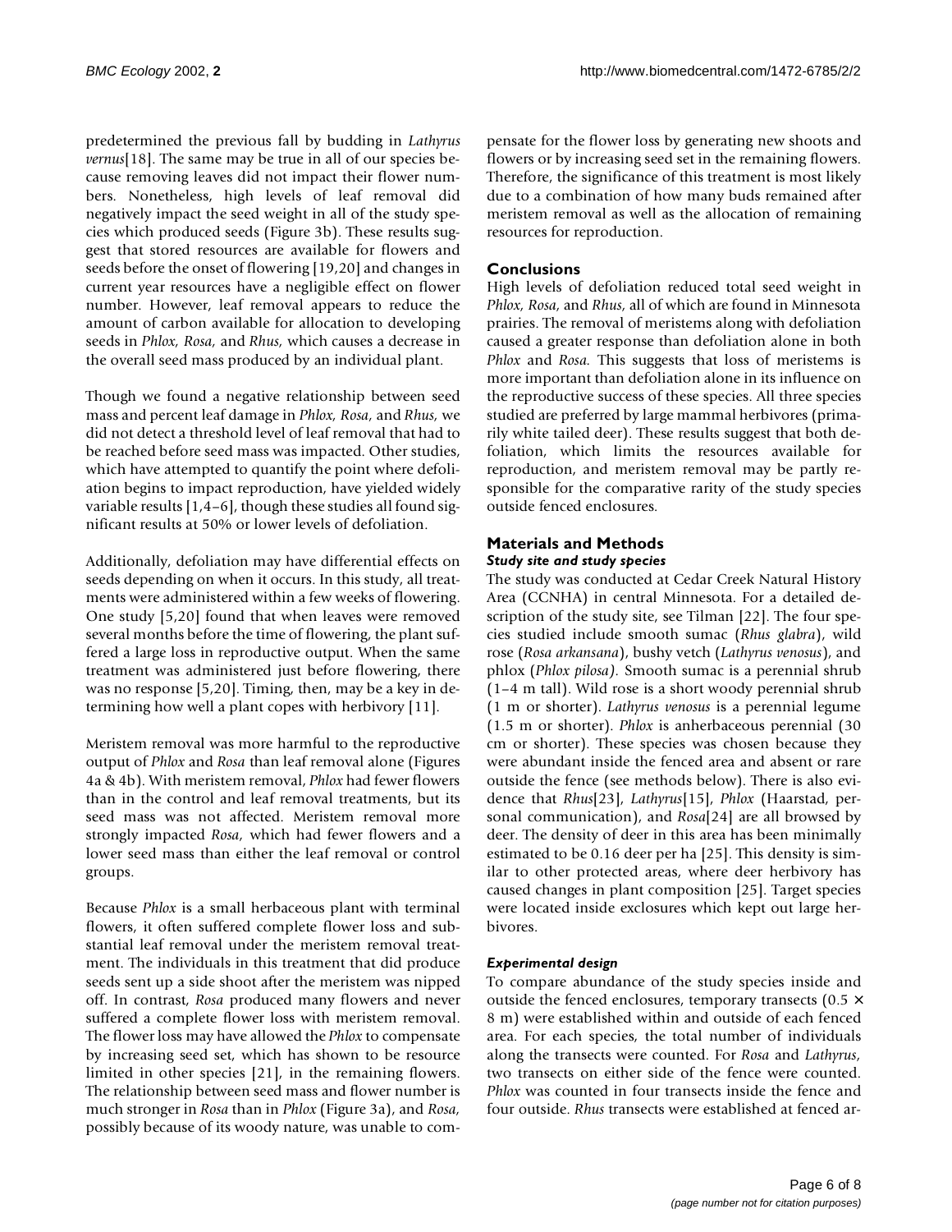predetermined the previous fall by budding in *Lathyrus vernus*[18]. The same may be true in all of our species because removing leaves did not impact their flower numbers. Nonetheless, high levels of leaf removal did negatively impact the seed weight in all of the study species which produced seeds (Figure 3b). These results suggest that stored resources are available for flowers and seeds before the onset of flowering [19,20] and changes in current year resources have a negligible effect on flower number. However, leaf removal appears to reduce the amount of carbon available for allocation to developing seeds in *Phlox, Rosa,* and *Rhus,* which causes a decrease in the overall seed mass produced by an individual plant.

Though we found a negative relationship between seed mass and percent leaf damage in *Phlox, Rosa*, and *Rhus,* we did not detect a threshold level of leaf removal that had to be reached before seed mass was impacted. Other studies, which have attempted to quantify the point where defoliation begins to impact reproduction, have yielded widely variable results [1,4–6], though these studies all found significant results at 50% or lower levels of defoliation.

Additionally, defoliation may have differential effects on seeds depending on when it occurs. In this study, all treatments were administered within a few weeks of flowering. One study [5,20] found that when leaves were removed several months before the time of flowering, the plant suffered a large loss in reproductive output. When the same treatment was administered just before flowering, there was no response [5,20]. Timing, then, may be a key in determining how well a plant copes with herbivory [11].

Meristem removal was more harmful to the reproductive output of *Phlox* and *Rosa* than leaf removal alone (Figures 4a & 4b). With meristem removal, *Phlox* had fewer flowers than in the control and leaf removal treatments, but its seed mass was not affected. Meristem removal more strongly impacted *Rosa*, which had fewer flowers and a lower seed mass than either the leaf removal or control groups.

Because *Phlox* is a small herbaceous plant with terminal flowers, it often suffered complete flower loss and substantial leaf removal under the meristem removal treatment. The individuals in this treatment that did produce seeds sent up a side shoot after the meristem was nipped off. In contrast, *Rosa* produced many flowers and never suffered a complete flower loss with meristem removal. The flower loss may have allowed the *Phlox* to compensate by increasing seed set, which has shown to be resource limited in other species [21], in the remaining flowers. The relationship between seed mass and flower number is much stronger in *Rosa* than in *Phlox* (Figure 3a), and *Rosa*, possibly because of its woody nature, was unable to compensate for the flower loss by generating new shoots and flowers or by increasing seed set in the remaining flowers. Therefore, the significance of this treatment is most likely due to a combination of how many buds remained after meristem removal as well as the allocation of remaining resources for reproduction.

## Conclusions

High levels of defoliation reduced total seed weight in *Phlox, Rosa*, and *Rhus*, all of which are found in Minnesota prairies. The removal of meristems along with defoliation caused a greater response than defoliation alone in both *Phlox* and *Rosa.* This suggests that loss of meristems is more important than defoliation alone in its influence on the reproductive success of these species. All three species studied are preferred by large mammal herbivores (primarily white tailed deer). These results suggest that both defoliation, which limits the resources available for reproduction, and meristem removal may be partly responsible for the comparative rarity of the study species outside fenced enclosures.

## Materials and Methods

### *Study site and study species*

The study was conducted at Cedar Creek Natural History Area (CCNHA) in central Minnesota. For a detailed description of the study site, see Tilman [22]. The four species studied include smooth sumac (*Rhus glabra*), wild rose (*Rosa arkansana*), bushy vetch (*Lathyrus venosus*), and phlox (*Phlox pilosa)*. Smooth sumac is a perennial shrub (1–4 m tall). Wild rose is a short woody perennial shrub (1 m or shorter). *Lathyrus venosus* is a perennial legume (1.5 m or shorter). *Phlox* is anherbaceous perennial (30 cm or shorter). These species was chosen because they were abundant inside the fenced area and absent or rare outside the fence (see methods below). There is also evidence that *Rhus*[23], *Lathyrus*[15], *Phlox* (Haarstad, personal communication), and *Rosa*[24] are all browsed by deer. The density of deer in this area has been minimally estimated to be 0.16 deer per ha [25]. This density is similar to other protected areas, where deer herbivory has caused changes in plant composition [25]. Target species were located inside exclosures which kept out large herbivores.

### *Experimental design*

To compare abundance of the study species inside and outside the fenced enclosures, temporary transects (0.5 × 8 m) were established within and outside of each fenced area. For each species, the total number of individuals along the transects were counted. For *Rosa* and *Lathyrus*, two transects on either side of the fence were counted. *Phlox* was counted in four transects inside the fence and four outside. *Rhus* transects were established at fenced ar-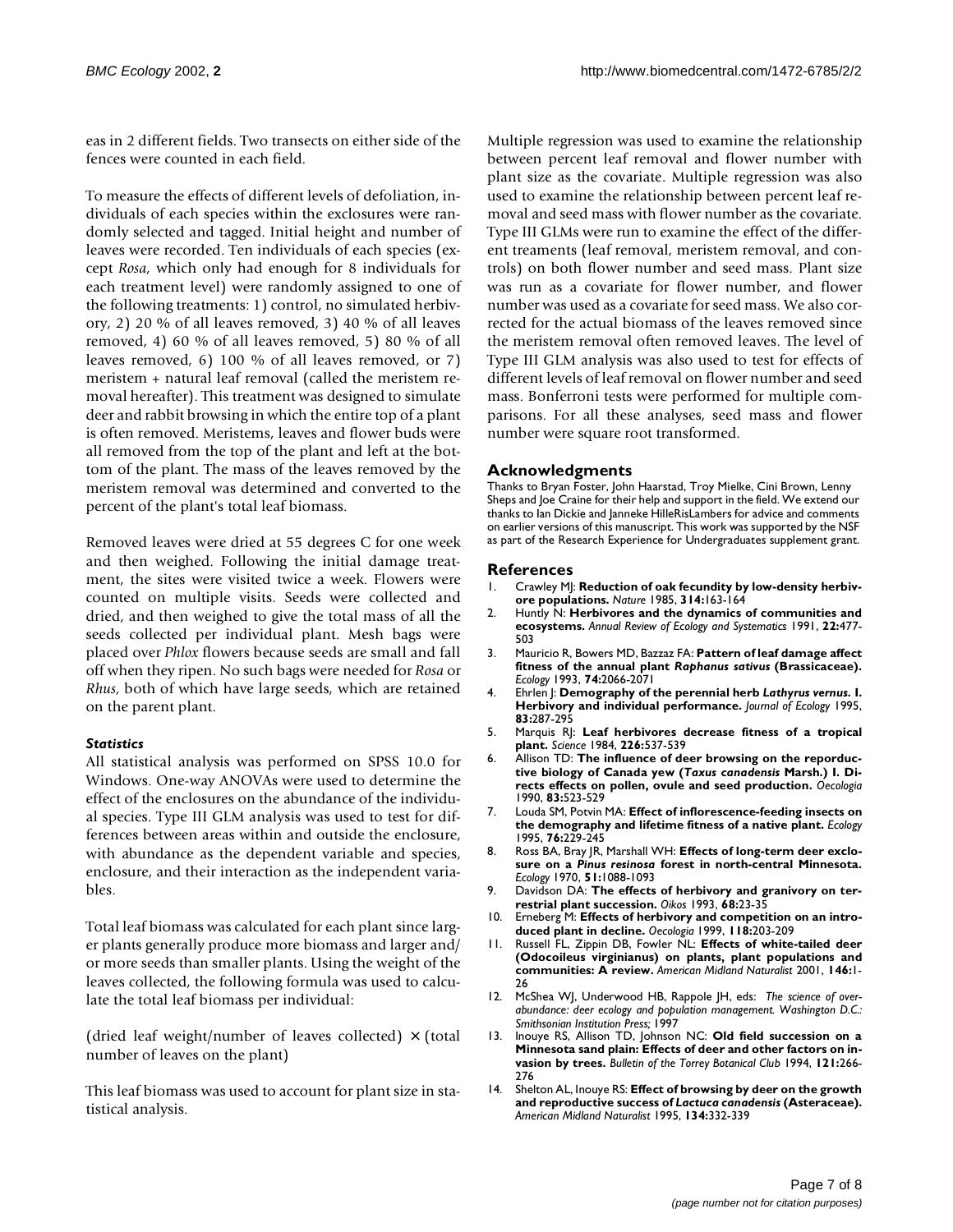eas in 2 different fields. Two transects on either side of the fences were counted in each field.

To measure the effects of different levels of defoliation, individuals of each species within the exclosures were randomly selected and tagged. Initial height and number of leaves were recorded. Ten individuals of each species (except *Rosa*, which only had enough for 8 individuals for each treatment level) were randomly assigned to one of the following treatments: 1) control, no simulated herbivory, 2) 20 % of all leaves removed, 3) 40 % of all leaves removed, 4) 60 % of all leaves removed, 5) 80 % of all leaves removed, 6) 100 % of all leaves removed, or 7) meristem + natural leaf removal (called the meristem removal hereafter). This treatment was designed to simulate deer and rabbit browsing in which the entire top of a plant is often removed. Meristems, leaves and flower buds were all removed from the top of the plant and left at the bottom of the plant. The mass of the leaves removed by the meristem removal was determined and converted to the percent of the plant's total leaf biomass.

Removed leaves were dried at 55 degrees C for one week and then weighed. Following the initial damage treatment, the sites were visited twice a week. Flowers were counted on multiple visits. Seeds were collected and dried, and then weighed to give the total mass of all the seeds collected per individual plant. Mesh bags were placed over *Phlox* flowers because seeds are small and fall off when they ripen. No such bags were needed for *Rosa* or *Rhus*, both of which have large seeds, which are retained on the parent plant.

### *Statistics*

All statistical analysis was performed on SPSS 10.0 for Windows. One-way ANOVAs were used to determine the effect of the enclosures on the abundance of the individual species. Type III GLM analysis was used to test for differences between areas within and outside the enclosure, with abundance as the dependent variable and species, enclosure, and their interaction as the independent variables.

Total leaf biomass was calculated for each plant since larger plants generally produce more biomass and larger and/or more seeds than smaller plants. Using the weight of the leaves collected, the following formula was used to calculate the total leaf biomass per individual:

(dried leaf weight/number of leaves collected) $\times$ (total number of leaves on the plant)

This leaf biomass was used to account for plant size in statistical analysis.

Multiple regression was used to examine the relationship between percent leaf removal and flower number with plant size as the covariate. Multiple regression was also used to examine the relationship between percent leaf removal and seed mass with flower number as the covariate. Type III GLMs were run to examine the effect of the different treaments (leaf removal, meristem removal, and controls) on both flower number and seed mass. Plant size was run as a covariate for flower number, and flower number was used as a covariate for seed mass. We also corrected for the actual biomass of the leaves removed since the meristem removal often removed leaves. The level of Type III GLM analysis was also used to test for effects of different levels of leaf removal on flower number and seed mass. Bonferroni tests were performed for multiple comparisons. For all these analyses, seed mass and flower number were square root transformed.

## Acknowledgments

Thanks to Bryan Foster, John Haarstad, Troy Mielke, Cini Brown, Lenny Sheps and Joe Craine for their help and support in the field. We extend our thanks to Ian Dickie and Janneke HilleRisLambers for advice and comments on earlier versions of this manuscript. This work was supported by the NSF as part of the Research Experience for Undergraduates supplement grant.

## References

1. Crawley MJ: **Reduction of oak fecundity by low-density herbivore populations.** *Nature* 1985, **314:**163-164
2. Huntly N: **Herbivores and the dynamics of communities and ecosystems.** *Annual Review of Ecology and Systematics* 1991, **22:**477-503
3. Mauricio R, Bowers MD, Bazzaz FA: **Pattern of leaf damage affect fitness of the annual plant *Raphanus sativus* (Brassicaceae).** *Ecology* 1993, **74:**2066-2071
4. Ehrlen J: **Demography of the perennial herb *Lathyrus vernus*. I. Herbivory and individual performance.** *Journal of Ecology* 1995, **83:**287-295
5. Marquis RJ: **Leaf herbivores decrease fitness of a tropical plant.** *Science* 1984, **226:**537-539
6. Allison TD: **The influence of deer browsing on the reproductive biology of Canada yew (*Taxus canadensis* Marsh.) I. Directs effects on pollen, ovule and seed production.** *Oecologia* 1990, **83:**523-529
7. Louda SM, Potvin MA: **Effect of inflorescence-feeding insects on the demography and lifetime fitness of a native plant.** *Ecology* 1995, **76:**229-245
8. Ross BA, Bray JR, Marshall WH: **Effects of long-term deer exclosure on a *Pinus resinosa* forest in north-central Minnesota.** *Ecology* 1970, **51:**1088-1093
9. Davidson DA: **The effects of herbivory and granivory on terrestrial plant succession.** *Oikos* 1993, **68:**23-35
10. Erneberg M: **Effects of herbivory and competition on an introduced plant in decline.** *Oecologia* 1999, **118:**203-209
11. Russell FL, Zippin DB, Fowler NL: **Effects of white-tailed deer (Odocoileus virginianus) on plants, plant populations and communities: A review.** *American Midland Naturalist* 2001, **146:**1-26
12. McShea WJ, Underwood HB, Rappole JH, eds: *The science of overabundance: deer ecology and population management. Washington D.C.: Smithsonian Institution Press*; 1997
13. Inouye RS, Allison TD, Johnson NC: **Old field succession on a Minnesota sand plain: Effects of deer and other factors on invasion by trees.** *Bulletin of the Torrey Botanical Club* 1994, **121:**266-276
14. Shelton AL, Inouye RS: **Effect of browsing by deer on the growth and reproductive success of *Lactuca canadensis* (Asteraceae).** *American Midland Naturalist* 1995, **134:**332-339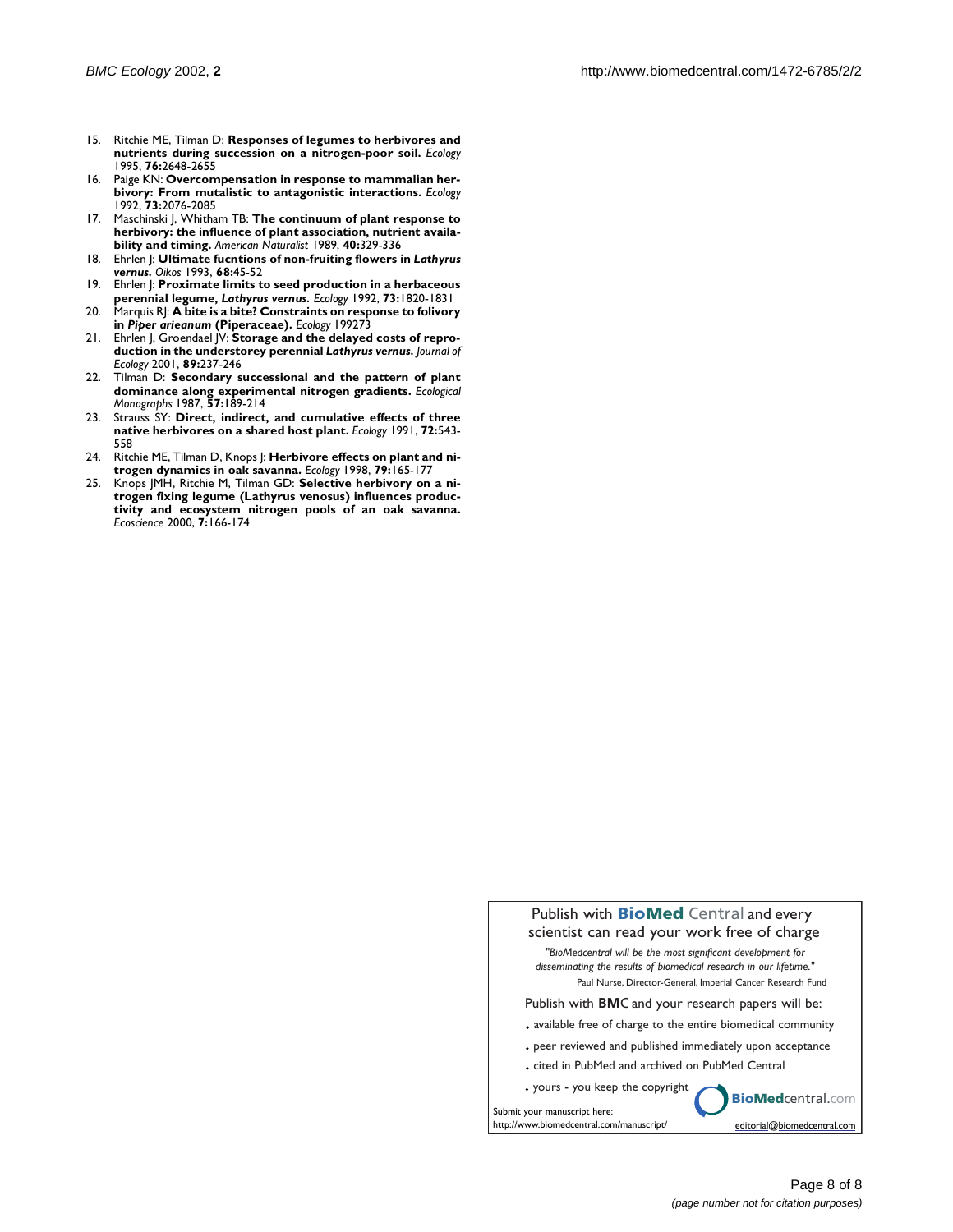15. Ritchie ME, Tilman D: **Responses of legumes to herbivores and nutrients during succession on a nitrogen-poor soil.** *Ecology* 1995, **76:**2648-2655
16. Paige KN: **Overcompensation in response to mammalian herbivory: From mutalistic to antagonistic interactions.** *Ecology* 1992, **73:**2076-2085
17. Maschinski J, Whitham TB: **The continuum of plant response to herbivory: the influence of plant association, nutrient availability and timing.** *American Naturalist* 1989, **40:**329-336
18. Ehrlen J: **Ultimate fucntions of non-fruiting flowers in *Lathyrus vernus*.** *Oikos* 1993, **68:**45-52
19. Ehrlen J: **Proximate limits to seed production in a herbaceous perennial legume, *Lathyrus vernus*.** *Ecology* 1992, **73:**1820-1831
20. Marquis RJ: **A bite is a bite? Constraints on response to folivory in *Piper arieanum* (Piperaceae).** *Ecology* 199273
21. Ehrlen J, Groendael JV: **Storage and the delayed costs of reproduction in the understorey perennial *Lathyrus vernus*.** *Journal of Ecology* 2001, **89:**237-246
22. Tilman D: **Secondary successional and the pattern of plant dominance along experimental nitrogen gradients.** *Ecological Monographs* 1987, **57:**189-214
23. Strauss SY: **Direct, indirect, and cumulative effects of three native herbivores on a shared host plant.** *Ecology* 1991, **72:**543-558
24. Ritchie ME, Tilman D, Knops J: **Herbivore effects on plant and nitrogen dynamics in oak savanna.** *Ecology* 1998, **79:**165-177
25. Knops JMH, Ritchie M, Tilman GD: **Selective herbivory on a nitrogen fixing legume (Lathyrus venosus) influences productivity and ecosystem nitrogen pools of an oak savanna.** *Ecoscience* 2000, **7:**166-174

Publish with **BioMed** Central and every scientist can read your work free of charge

*"BioMedcentral will be the most significant development for disseminating the results of biomedical research in our lifetime."*

Paul Nurse, Director-General, Imperial Cancer Research Fund

Publish with **BMC** and your research papers will be:

- available free of charge to the entire biomedical community
- peer reviewed and published immediately upon acceptance
- cited in PubMed and archived on PubMed Central
- yours - you keep the copyright

**BioMed**central.com

Submit your manuscript here:
http://www.biomedcentral.com/manuscript/

editorial@biomedcentral.com